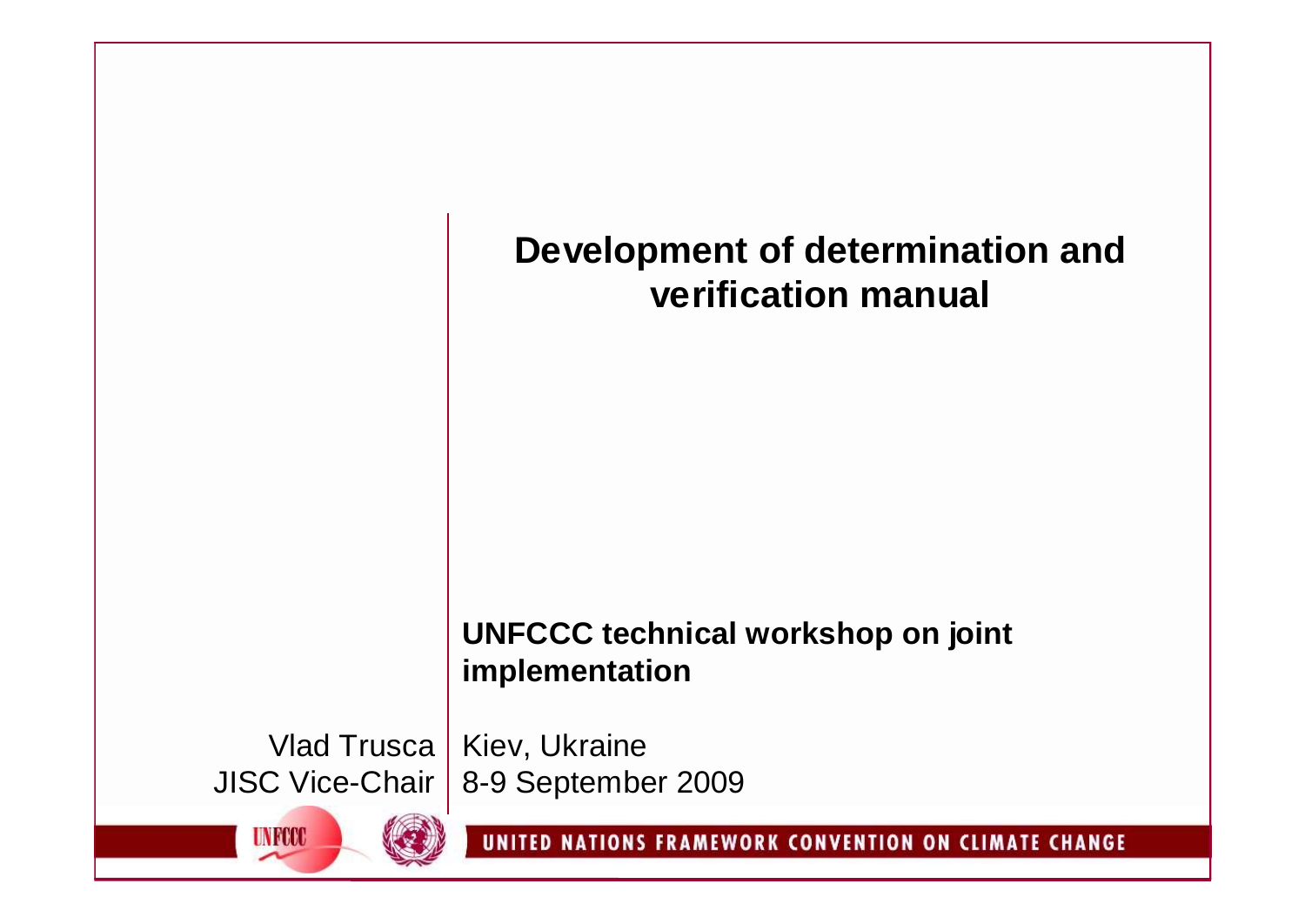# Development of determination and verification manual

**UNFCCC technical workshop on joint implementation**

Kiev, Ukraine
8-9 September 2009

Vlad Trusca
JISC Vice-Chair

UNITED NATIONS FRAMEWORK CONVENTION ON CLIMATE CHANGE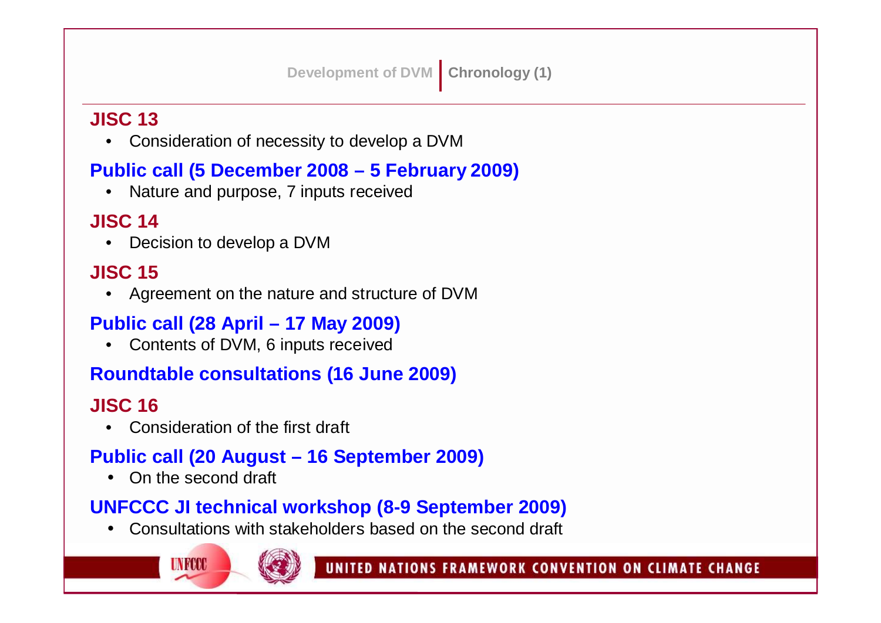## Development of DVM | Chronology (1)

### JISC 13

- Consideration of necessity to develop a DVM

### Public call (5 December 2008 – 5 February 2009)

- Nature and purpose, 7 inputs received

### JISC 14

- Decision to develop a DVM

### JISC 15

- Agreement on the nature and structure of DVM

### Public call (28 April – 17 May 2009)

- Contents of DVM, 6 inputs received

### Roundtable consultations (16 June 2009)

### JISC 16

- Consideration of the first draft

### Public call (20 August – 16 September 2009)

- On the second draft

### UNFCCC JI technical workshop (8-9 September 2009)

- Consultations with stakeholders based on the second draft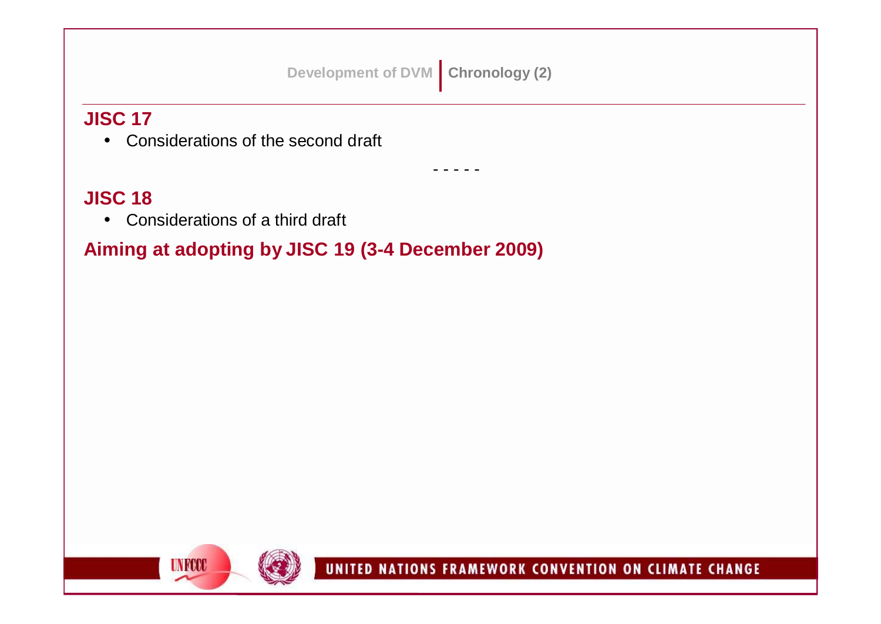Development of DVM | Chronology (2)

## JISC 17

- Considerations of the second draft

- - - - -

## JISC 18

- Considerations of a third draft

**Aiming at adopting by JISC 19 (3-4 December 2009)**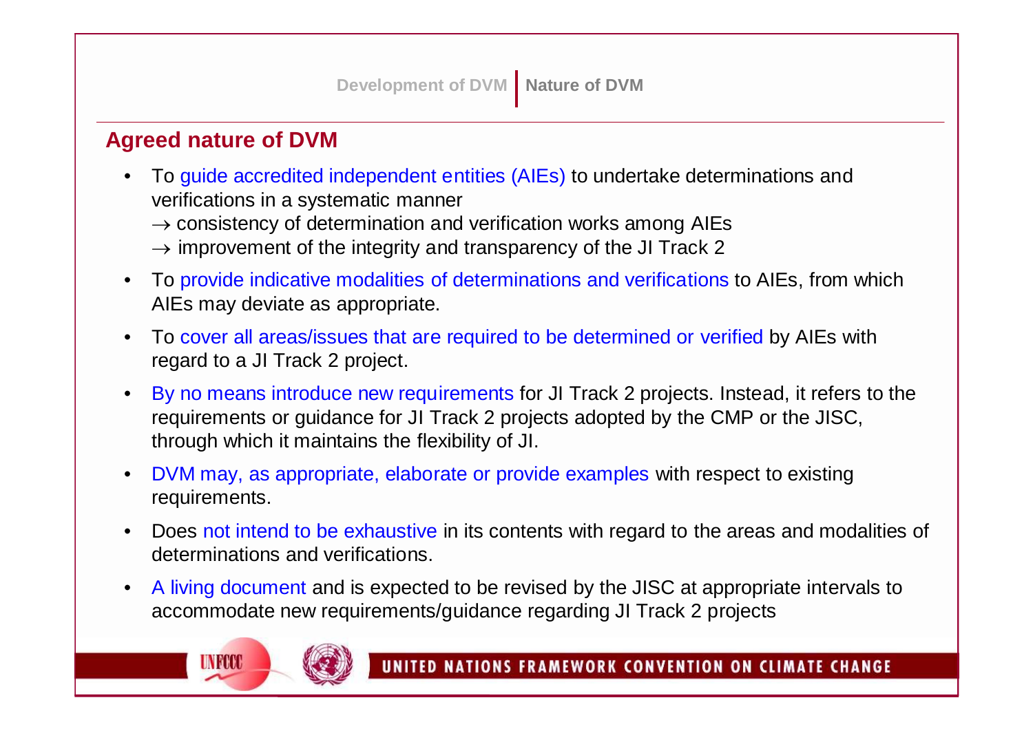Development of DVM | **Nature of DVM**

## Agreed nature of DVM

- To guide accredited independent entities (AIEs) to undertake determinations and verifications in a systematic manner
  → consistency of determination and verification works among AIEs
  → improvement of the integrity and transparency of the JI Track 2
- To provide indicative modalities of determinations and verifications to AIEs, from which AIEs may deviate as appropriate.
- To cover all areas/issues that are required to be determined or verified by AIEs with regard to a JI Track 2 project.
- By no means introduce new requirements for JI Track 2 projects. Instead, it refers to the requirements or guidance for JI Track 2 projects adopted by the CMP or the JISC, through which it maintains the flexibility of JI.
- DVM may, as appropriate, elaborate or provide examples with respect to existing requirements.
- Does not intend to be exhaustive in its contents with regard to the areas and modalities of determinations and verifications.
- A living document and is expected to be revised by the JISC at appropriate intervals to accommodate new requirements/guidance regarding JI Track 2 projects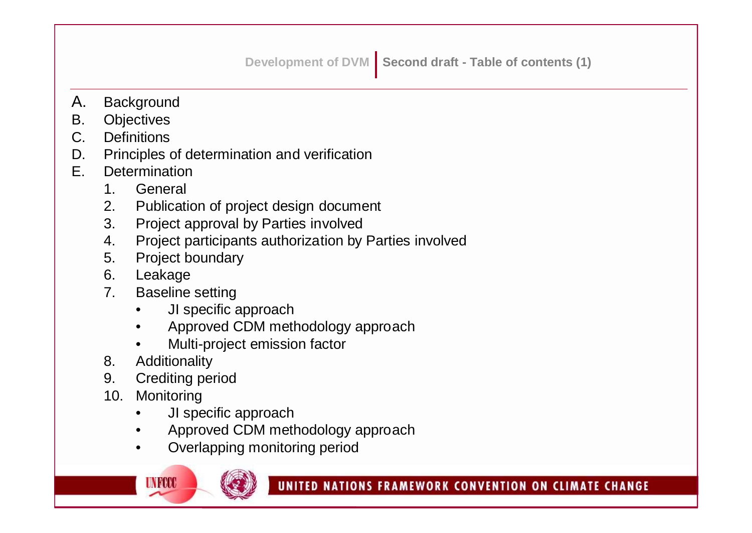## Development of DVM | Second draft - Table of contents (1)

A. Background
B. Objectives
C. Definitions
D. Principles of determination and verification
E. Determination
   1. General
   2. Publication of project design document
   3. Project approval by Parties involved
   4. Project participants authorization by Parties involved
   5. Project boundary
   6. Leakage
   7. Baseline setting
      - JI specific approach
      - Approved CDM methodology approach
      - Multi-project emission factor
   8. Additionality
   9. Crediting period
   10. Monitoring
      - JI specific approach
      - Approved CDM methodology approach
      - Overlapping monitoring period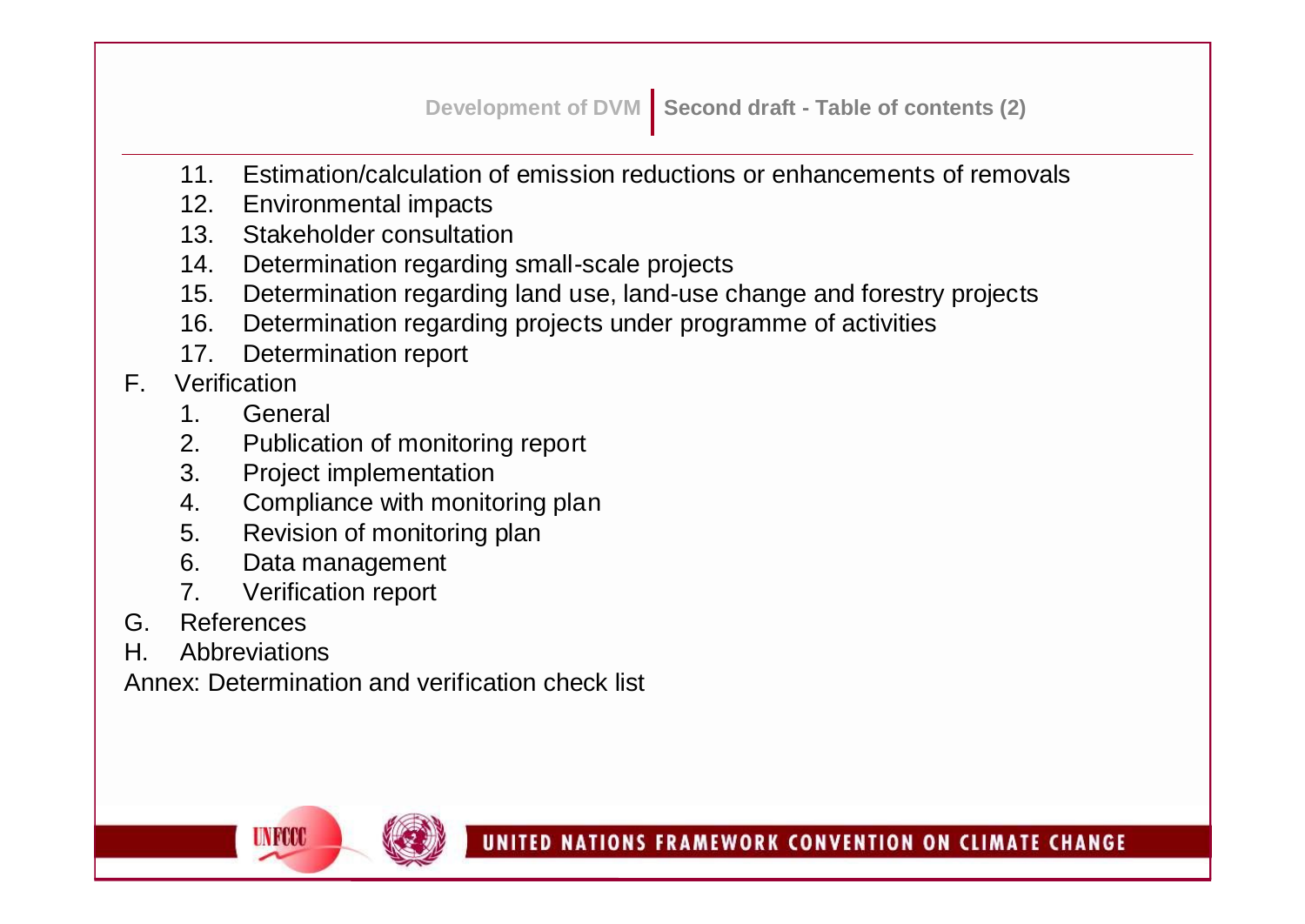## Second draft - Table of contents (2)

11. Estimation/calculation of emission reductions or enhancements of removals
12. Environmental impacts
13. Stakeholder consultation
14. Determination regarding small-scale projects
15. Determination regarding land use, land-use change and forestry projects
16. Determination regarding projects under programme of activities
17. Determination report

F. Verification
   1. General
   2. Publication of monitoring report
   3. Project implementation
   4. Compliance with monitoring plan
   5. Revision of monitoring plan
   6. Data management
   7. Verification report

G. References

H. Abbreviations

Annex: Determination and verification check list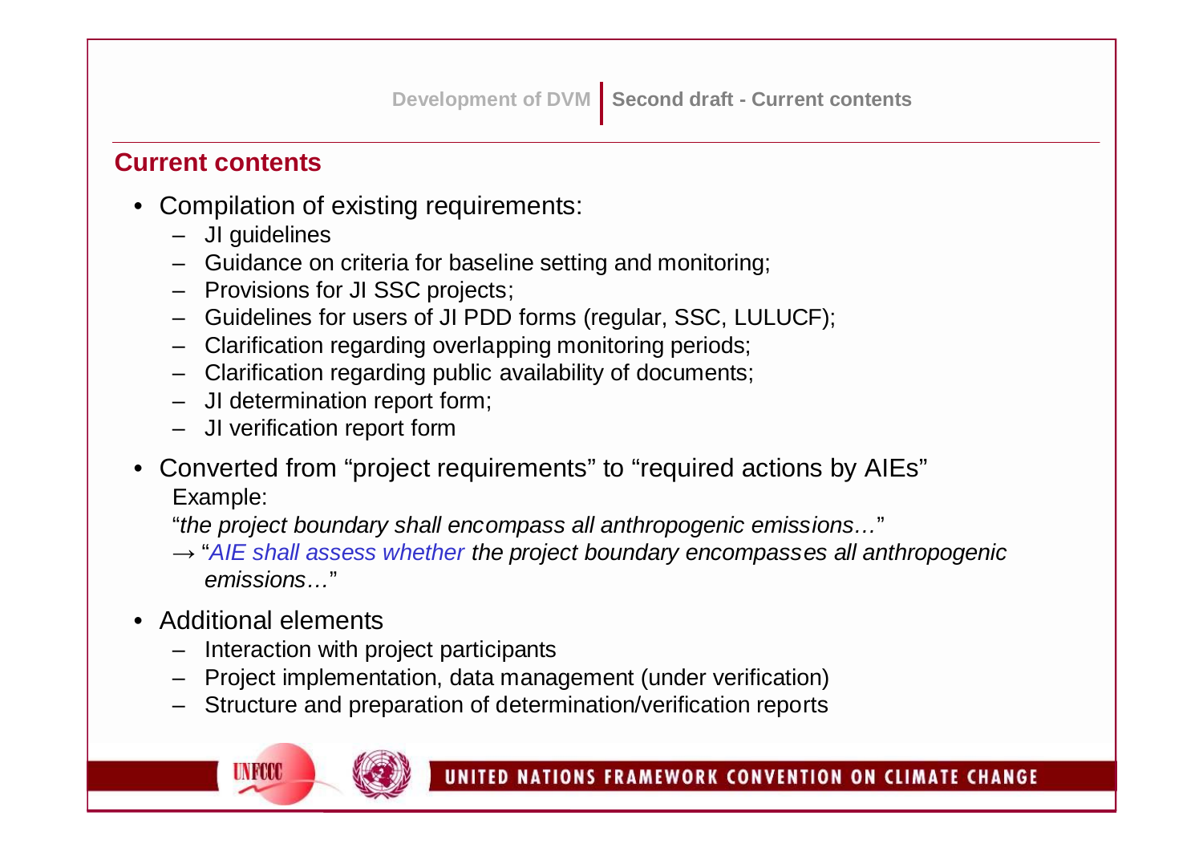## Current contents

- Compilation of existing requirements:
  - JI guidelines
  - Guidance on criteria for baseline setting and monitoring;
  - Provisions for JI SSC projects;
  - Guidelines for users of JI PDD forms (regular, SSC, LULUCF);
  - Clarification regarding overlapping monitoring periods;
  - Clarification regarding public availability of documents;
  - JI determination report form;
  - JI verification report form
- Converted from "project requirements" to "required actions by AIEs"

  Example:

  "*the project boundary shall encompass all anthropogenic emissions…*"

  → "*AIE shall assess whether the project boundary encompasses all anthropogenic emissions…*"
- Additional elements
  - Interaction with project participants
  - Project implementation, data management (under verification)
  - Structure and preparation of determination/verification reports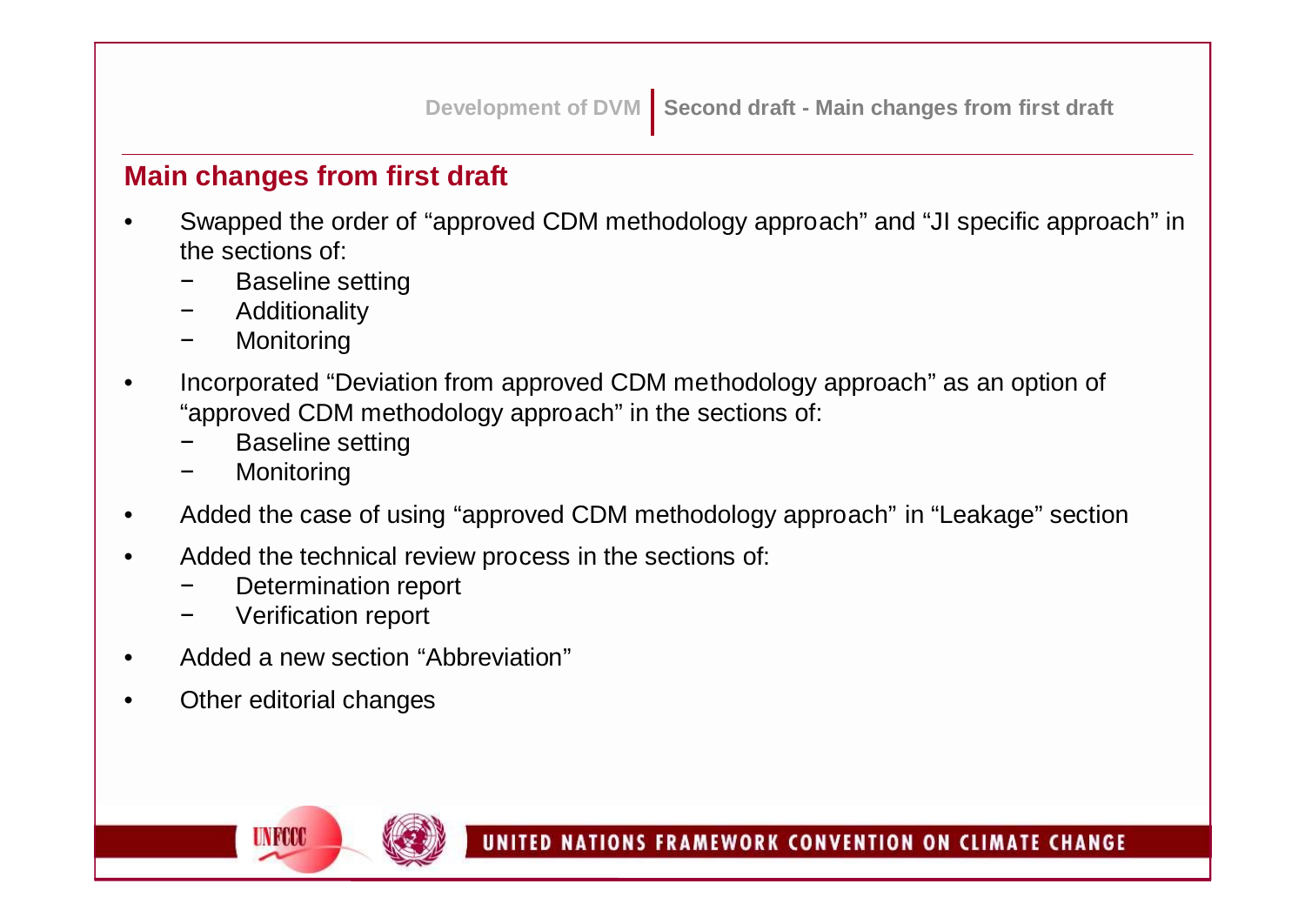## Main changes from first draft

- Swapped the order of "approved CDM methodology approach" and "JI specific approach" in the sections of:
  - Baseline setting
  - Additionality
  - Monitoring
- Incorporated "Deviation from approved CDM methodology approach" as an option of "approved CDM methodology approach" in the sections of:
  - Baseline setting
  - Monitoring
- Added the case of using "approved CDM methodology approach" in "Leakage" section
- Added the technical review process in the sections of:
  - Determination report
  - Verification report
- Added a new section "Abbreviation"
- Other editorial changes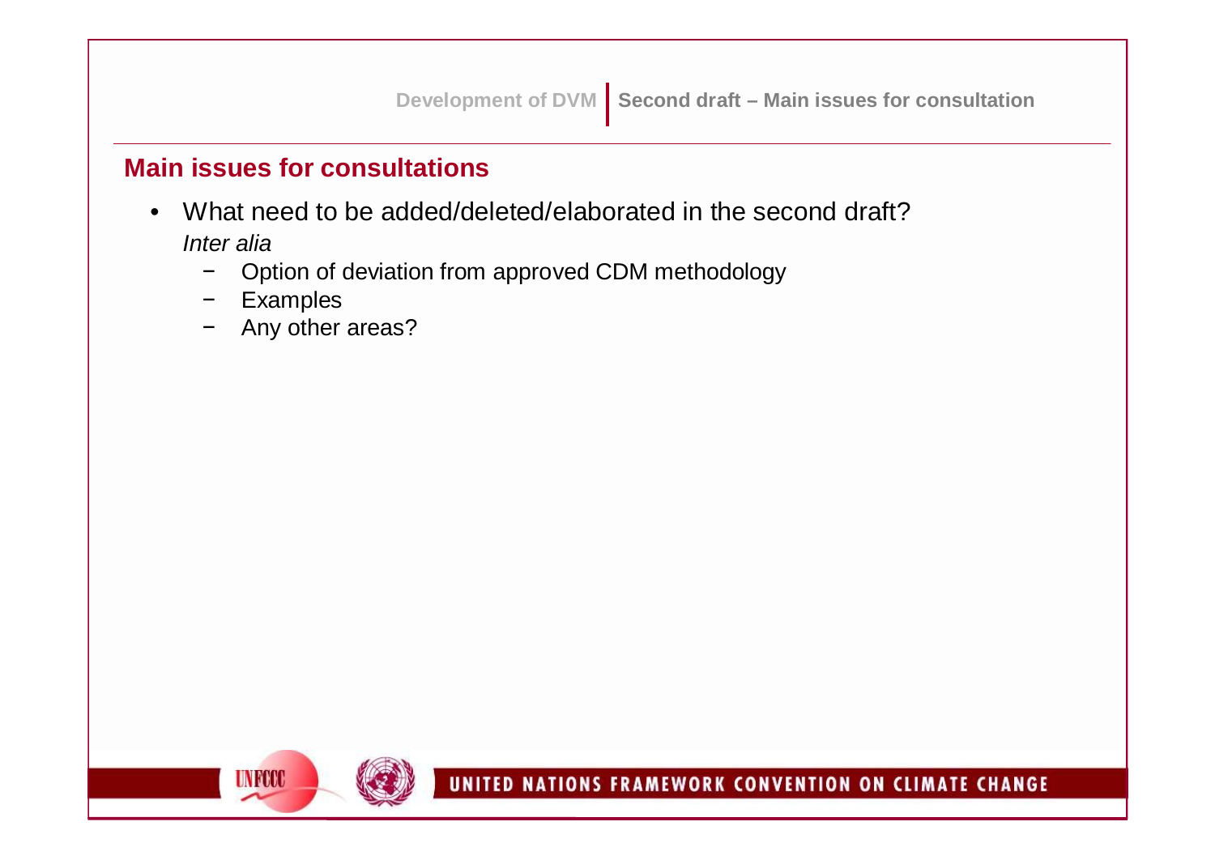## Main issues for consultations

- What need to be added/deleted/elaborated in the second draft?
  *Inter alia*
  - Option of deviation from approved CDM methodology
  - Examples
  - Any other areas?